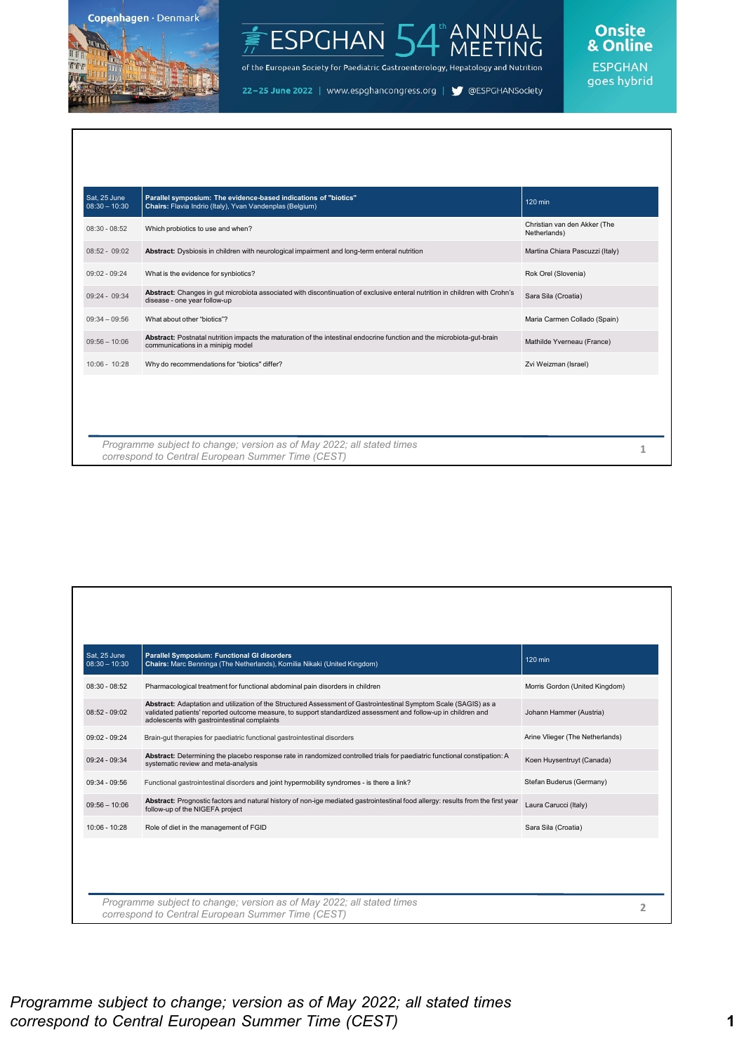# ESPGHAN 54th ANNUAL MEETING

of the European Society for Paediatric Gastroenterology, Hepatology and Nutrition

Copenhagen · Denmark

22–25 June 2022 | www.espghancongress.org | @ESPGHANSociety

Onsite & Online — ESPGHAN goes hybrid

| Sat, 25 June 08:30 – 10:30 | **Parallel symposium: The evidence-based indications of "biotics"** **Chairs:** Flavia Indrio (Italy), Yvan Vandenplas (Belgium) | 120 min |
|---|---|---|
| 08:30 - 08:52 | Which probiotics to use and when? | Christian van den Akker (The Netherlands) |
| 08:52 - 09:02 | **Abstract:** Dysbiosis in children with neurological impairment and long-term enteral nutrition | Martina Chiara Pascuzzi (Italy) |
| 09:02 - 09:24 | What is the evidence for synbiotics? | Rok Orel (Slovenia) |
| 09:24 - 09:34 | **Abstract:** Changes in gut microbiota associated with discontinuation of exclusive enteral nutrition in children with Crohn's disease - one year follow-up | Sara Sila (Croatia) |
| 09:34 – 09:56 | What about other "biotics"? | Maria Carmen Collado (Spain) |
| 09:56 – 10:06 | **Abstract:** Postnatal nutrition impacts the maturation of the intestinal endocrine function and the microbiota-gut-brain communications in a minipig model | Mathilde Yverneau (France) |
| 10:06 - 10:28 | Why do recommendations for "biotics" differ? | Zvi Weizman (Israel) |

*Programme subject to change; version as of May 2022; all stated times correspond to Central European Summer Time (CEST)*

| Sat, 25 June 08:30 – 10:30 | **Parallel Symposium: Functional GI disorders** **Chairs:** Marc Benninga (The Netherlands), Komilia Nikaki (United Kingdom) | 120 min |
|---|---|---|
| 08:30 - 08:52 | Pharmacological treatment for functional abdominal pain disorders in children | Morris Gordon (United Kingdom) |
| 08:52 - 09:02 | **Abstract:** Adaptation and utilization of the Structured Assessment of Gastrointestinal Symptom Scale (SAGIS) as a validated patients' reported outcome measure, to support standardized assessment and follow-up in children and adolescents with gastrointestinal complaints | Johann Hammer (Austria) |
| 09:02 - 09:24 | Brain-gut therapies for paediatric functional gastrointestinal disorders | Arine Vlieger (The Netherlands) |
| 09:24 - 09:34 | **Abstract:** Determining the placebo response rate in randomized controlled trials for paediatric functional constipation: A systematic review and meta-analysis | Koen Huysentruyt (Canada) |
| 09:34 - 09:56 | Functional gastrointestinal disorders and joint hypermobility syndromes - is there a link? | Stefan Buderus (Germany) |
| 09:56 – 10:06 | **Abstract:** Prognostic factors and natural history of non-ige mediated gastrointestinal food allergy: results from the first year follow-up of the NIGEFA project | Laura Carucci (Italy) |
| 10:06 - 10:28 | Role of diet in the management of FGID | Sara Sila (Croatia) |

*Programme subject to change; version as of May 2022; all stated times correspond to Central European Summer Time (CEST)*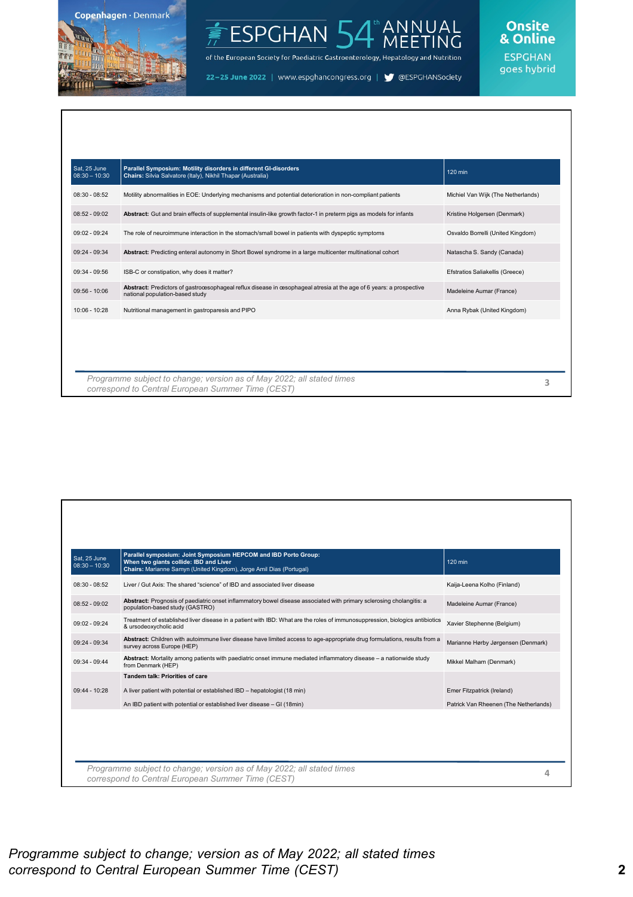| Sat, 25 June 08:30 – 10:30 | **Parallel Symposium: Motility disorders in different GI-disorders** **Chairs:** Silvia Salvatore (Italy), Nikhil Thapar (Australia) | 120 min |
|---|---|---|
| 08:30 - 08:52 | Motility abnormalities in EOE: Underlying mechanisms and potential deterioration in non-compliant patients | Michiel Van Wijk (The Netherlands) |
| 08:52 - 09:02 | **Abstract:** Gut and brain effects of supplemental insulin-like growth factor-1 in preterm pigs as models for infants | Kristine Holgersen (Denmark) |
| 09:02 - 09:24 | The role of neuroimmune interaction in the stomach/small bowel in patients with dyspeptic symptoms | Osvaldo Borrelli (United Kingdom) |
| 09:24 - 09:34 | **Abstract:** Predicting enteral autonomy in Short Bowel syndrome in a large multicenter multinational cohort | Natascha S. Sandy (Canada) |
| 09:34 - 09:56 | ISB-C or constipation, why does it matter? | Efstratios Saliakellis (Greece) |
| 09:56 - 10:06 | **Abstract:** Predictors of gastroœsophageal reflux disease in œsophageal atresia at the age of 6 years: a prospective national population-based study | Madeleine Aumar (France) |
| 10:06 - 10:28 | Nutritional management in gastroparesis and PIPO | Anna Rybak (United Kingdom) |

Programme subject to change; version as of May 2022; all stated times correspond to Central European Summer Time (CEST)

| Sat, 25 June 08:30 – 10:30 | **Parallel symposium: Joint Symposium HEPCOM and IBD Porto Group: When two giants collide: IBD and Liver** **Chairs:** Marianne Samyn (United Kingdom), Jorge Amil Dias (Portugal) | 120 min |
|---|---|---|
| 08:30 - 08:52 | Liver / Gut Axis: The shared "science" of IBD and associated liver disease | Kaija-Leena Kolho (Finland) |
| 08:52 - 09:02 | **Abstract:** Prognosis of paediatric onset inflammatory bowel disease associated with primary sclerosing cholangitis: a population-based study (GASTRO) | Madeleine Aumar (France) |
| 09:02 - 09:24 | Treatment of established liver disease in a patient with IBD: What are the roles of immunosuppression, biologics antibiotics & ursodeoxycholic acid | Xavier Stephenne (Belgium) |
| 09:24 - 09:34 | **Abstract:** Children with autoimmune liver disease have limited access to age-appropriate drug formulations, results from a survey across Europe (HEP) | Marianne Hørby Jørgensen (Denmark) |
| 09:34 - 09:44 | **Abstract:** Mortality among patients with paediatric onset immune mediated inflammatory disease – a nationwide study from Denmark (HEP) | Mikkel Malham (Denmark) |
| 09:44 - 10:28 | **Tandem talk: Priorities of care** | |
| | A liver patient with potential or established IBD – hepatologist (18 min) | Emer Fitzpatrick (Ireland) |
| | An IBD patient with potential or established liver disease – GI (18min) | Patrick Van Rheenen (The Netherlands) |

Programme subject to change; version as of May 2022; all stated times correspond to Central European Summer Time (CEST)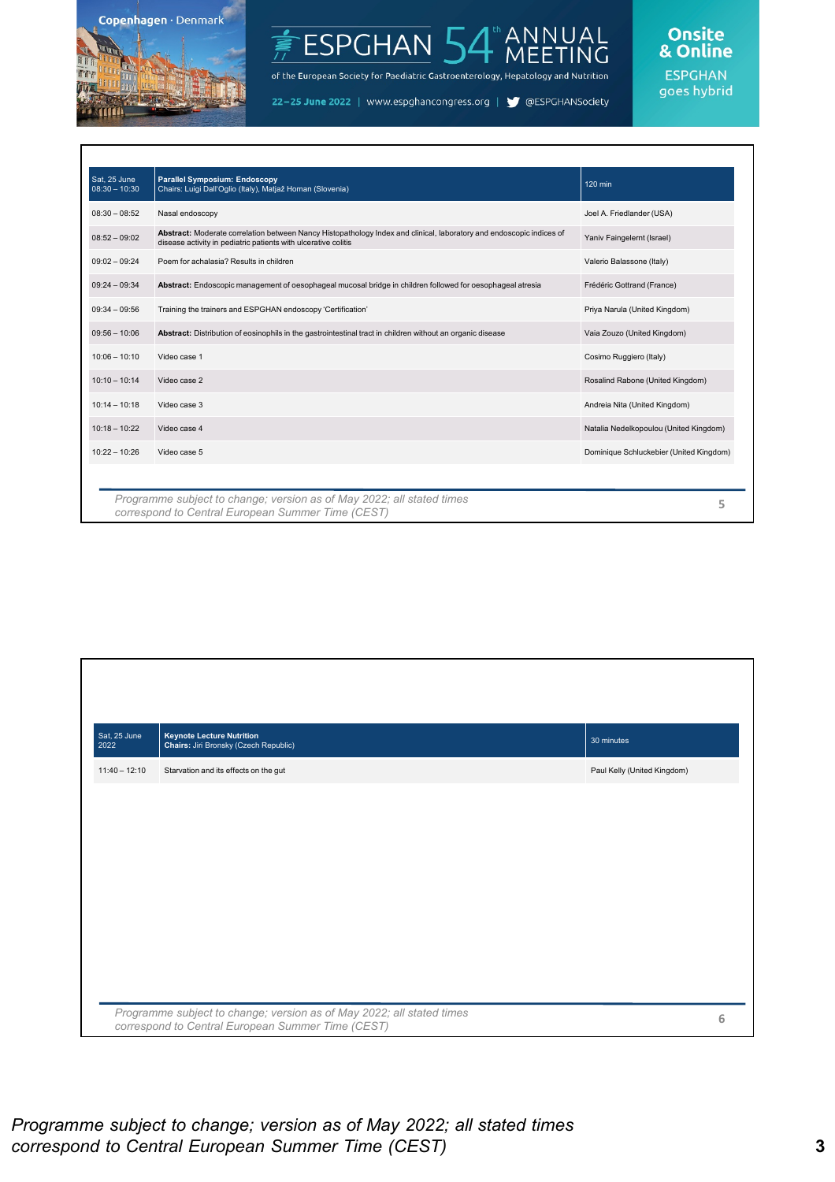| Sat, 25 June 08:30 – 10:30 | **Parallel Symposium: Endoscopy** Chairs: Luigi Dall'Oglio (Italy), Matjaž Homan (Slovenia) | 120 min |
|---|---|---|
| 08:30 – 08:52 | Nasal endoscopy | Joel A. Friedlander (USA) |
| 08:52 – 09:02 | **Abstract:** Moderate correlation between Nancy Histopathology Index and clinical, laboratory and endoscopic indices of disease activity in pediatric patients with ulcerative colitis | Yaniv Faingelernt (Israel) |
| 09:02 – 09:24 | Poem for achalasia? Results in children | Valerio Balassone (Italy) |
| 09:24 – 09:34 | **Abstract:** Endoscopic management of oesophageal mucosal bridge in children followed for oesophageal atresia | Frédéric Gottrand (France) |
| 09:34 – 09:56 | Training the trainers and ESPGHAN endoscopy 'Certification' | Priya Narula (United Kingdom) |
| 09:56 – 10:06 | **Abstract:** Distribution of eosinophils in the gastrointestinal tract in children without an organic disease | Vaia Zouzo (United Kingdom) |
| 10:06 – 10:10 | Video case 1 | Cosimo Ruggiero (Italy) |
| 10:10 – 10:14 | Video case 2 | Rosalind Rabone (United Kingdom) |
| 10:14 – 10:18 | Video case 3 | Andreia Nita (United Kingdom) |
| 10:18 – 10:22 | Video case 4 | Natalia Nedelkopoulou (United Kingdom) |
| 10:22 – 10:26 | Video case 5 | Dominique Schluckebier (United Kingdom) |

*Programme subject to change; version as of May 2022; all stated times correspond to Central European Summer Time (CEST)*

| Sat, 25 June 2022 | **Keynote Lecture Nutrition** **Chairs:** Jiri Bronsky (Czech Republic) | 30 minutes |
|---|---|---|
| 11:40 – 12:10 | Starvation and its effects on the gut | Paul Kelly (United Kingdom) |

*Programme subject to change; version as of May 2022; all stated times correspond to Central European Summer Time (CEST)*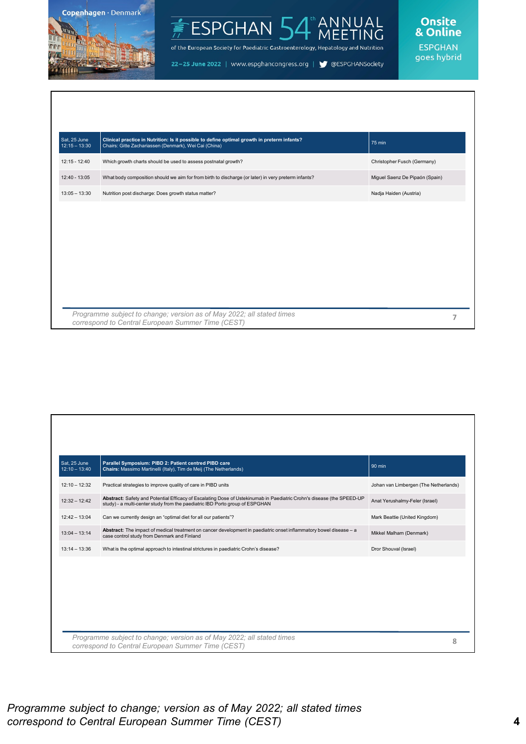| Sat, 25 June 12:15 – 13:30 | **Clinical practice in Nutrition: Is it possible to define optimal growth in preterm infants?** Chairs: Gitte Zachariassen (Denmark), Wei Cai (China) | 75 min |
|---|---|---|
| 12:15 - 12:40 | Which growth charts should be used to assess postnatal growth? | Christopher Fusch (Germany) |
| 12:40 - 13:05 | What body composition should we aim for from birth to discharge (or later) in very preterm infants? | Miguel Saenz De Pipaón (Spain) |
| 13:05 – 13:30 | Nutrition post discharge: Does growth status matter? | Nadja Haiden (Austria) |

| Sat, 25 June 12:10 – 13:40 | **Parallel Symposium: PIBD 2: Patient centred PIBD care** **Chairs:** Massimo Martinelli (Italy), Tim de Meij (The Netherlands) | 90 min |
|---|---|---|
| 12:10 – 12:32 | Practical strategies to improve quality of care in PIBD units | Johan van Limbergen (The Netherlands) |
| 12:32 – 12:42 | **Abstract:** Safety and Potential Efficacy of Escalating Dose of Ustekinumab in Paediatric Crohn's disease (the SPEED-UP study) - a multi-center study from the paediatric IBD Porto group of ESPGHAN | Anat Yerushalmy-Feler (Israel) |
| 12:42 – 13:04 | Can we currently design an "optimal diet for all our patients"? | Mark Beattie (United Kingdom) |
| 13:04 – 13:14 | **Abstract:** The impact of medical treatment on cancer development in paediatric onset inflammatory bowel disease – a case control study from Denmark and Finland | Mikkel Malham (Denmark) |
| 13:14 – 13:36 | What is the optimal approach to intestinal strictures in paediatric Crohn's disease? | Dror Shouval (Israel) |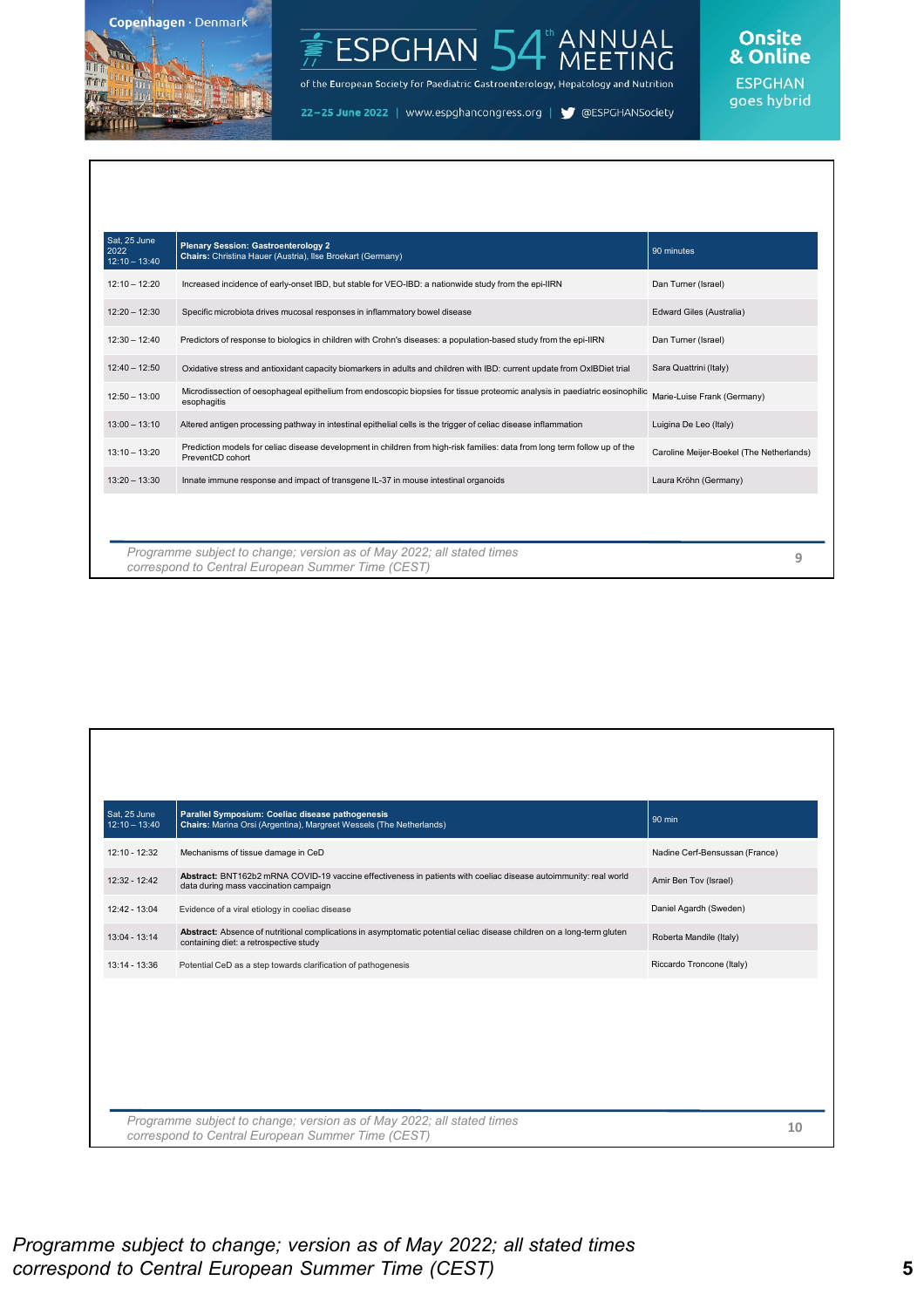Copenhagen · Denmark

ESPGHAN 54th ANNUAL MEETING

of the European Society for Paediatric Gastroenterology, Hepatology and Nutrition

22–25 June 2022 | www.espghancongress.org | @ESPGHANSociety

Onsite & Online

ESPGHAN goes hybrid

| Sat, 25 June 2022 12:10 – 13:40 | **Plenary Session: Gastroenterology 2** **Chairs:** Christina Hauer (Austria), Ilse Broekart (Germany) | 90 minutes |
|---|---|---|
| 12:10 – 12:20 | Increased incidence of early-onset IBD, but stable for VEO-IBD: a nationwide study from the epi-IIRN | Dan Turner (Israel) |
| 12:20 – 12:30 | Specific microbiota drives mucosal responses in inflammatory bowel disease | Edward Giles (Australia) |
| 12:30 – 12:40 | Predictors of response to biologics in children with Crohn's diseases: a population-based study from the epi-IIRN | Dan Turner (Israel) |
| 12:40 – 12:50 | Oxidative stress and antioxidant capacity biomarkers in adults and children with IBD: current update from OxIBDiet trial | Sara Quattrini (Italy) |
| 12:50 – 13:00 | Microdissection of oesophageal epithelium from endoscopic biopsies for tissue proteomic analysis in paediatric eosinophilic esophagitis | Marie-Luise Frank (Germany) |
| 13:00 – 13:10 | Altered antigen processing pathway in intestinal epithelial cells is the trigger of celiac disease inflammation | Luigina De Leo (Italy) |
| 13:10 – 13:20 | Prediction models for celiac disease development in children from high-risk families: data from long term follow up of the PreventCD cohort | Caroline Meijer-Boekel (The Netherlands) |
| 13:20 – 13:30 | Innate immune response and impact of transgene IL-37 in mouse intestinal organoids | Laura Kröhn (Germany) |

*Programme subject to change; version as of May 2022; all stated times correspond to Central European Summer Time (CEST)*

| Sat, 25 June 12:10 – 13:40 | **Parallel Symposium: Coeliac disease pathogenesis** **Chairs:** Marina Orsi (Argentina), Margreet Wessels (The Netherlands) | 90 min |
|---|---|---|
| 12:10 - 12:32 | Mechanisms of tissue damage in CeD | Nadine Cerf-Bensussan (France) |
| 12:32 - 12:42 | **Abstract:** BNT162b2 mRNA COVID-19 vaccine effectiveness in patients with coeliac disease autoimmunity: real world data during mass vaccination campaign | Amir Ben Tov (Israel) |
| 12:42 - 13:04 | Evidence of a viral etiology in coeliac disease | Daniel Agardh (Sweden) |
| 13:04 - 13:14 | **Abstract:** Absence of nutritional complications in asymptomatic potential celiac disease children on a long-term gluten containing diet: a retrospective study | Roberta Mandile (Italy) |
| 13:14 - 13:36 | Potential CeD as a step towards clarification of pathogenesis | Riccardo Troncone (Italy) |

*Programme subject to change; version as of May 2022; all stated times correspond to Central European Summer Time (CEST)*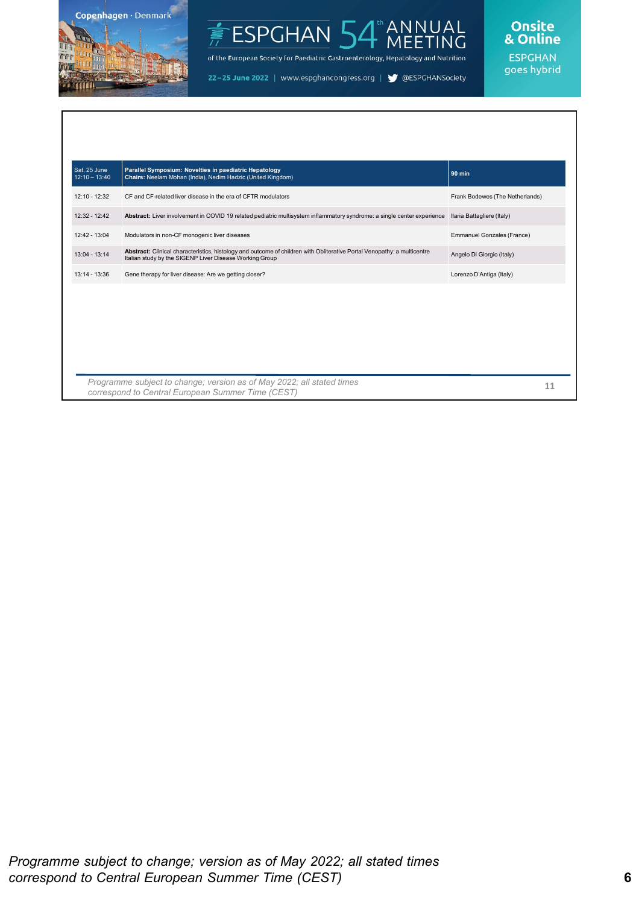| Sat, 25 June 12:10 – 13:40 | **Parallel Symposium: Novelties in paediatric Hepatology** **Chairs:** Neelam Mohan (India), Nedim Hadzic (United Kingdom) | **90 min** |
|---|---|---|
| 12:10 - 12:32 | CF and CF-related liver disease in the era of CFTR modulators | Frank Bodewes (The Netherlands) |
| 12:32 - 12:42 | **Abstract:** Liver involvement in COVID 19 related pediatric multisystem inflammatory syndrome: a single center experience | Ilaria Battagliere (Italy) |
| 12:42 - 13:04 | Modulators in non-CF monogenic liver diseases | Emmanuel Gonzales (France) |
| 13:04 - 13:14 | **Abstract:** Clinical characteristics, histology and outcome of children with Obliterative Portal Venopathy: a multicentre Italian study by the SIGENP Liver Disease Working Group | Angelo Di Giorgio (Italy) |
| 13:14 - 13:36 | Gene therapy for liver disease: Are we getting closer? | Lorenzo D'Antiga (Italy) |